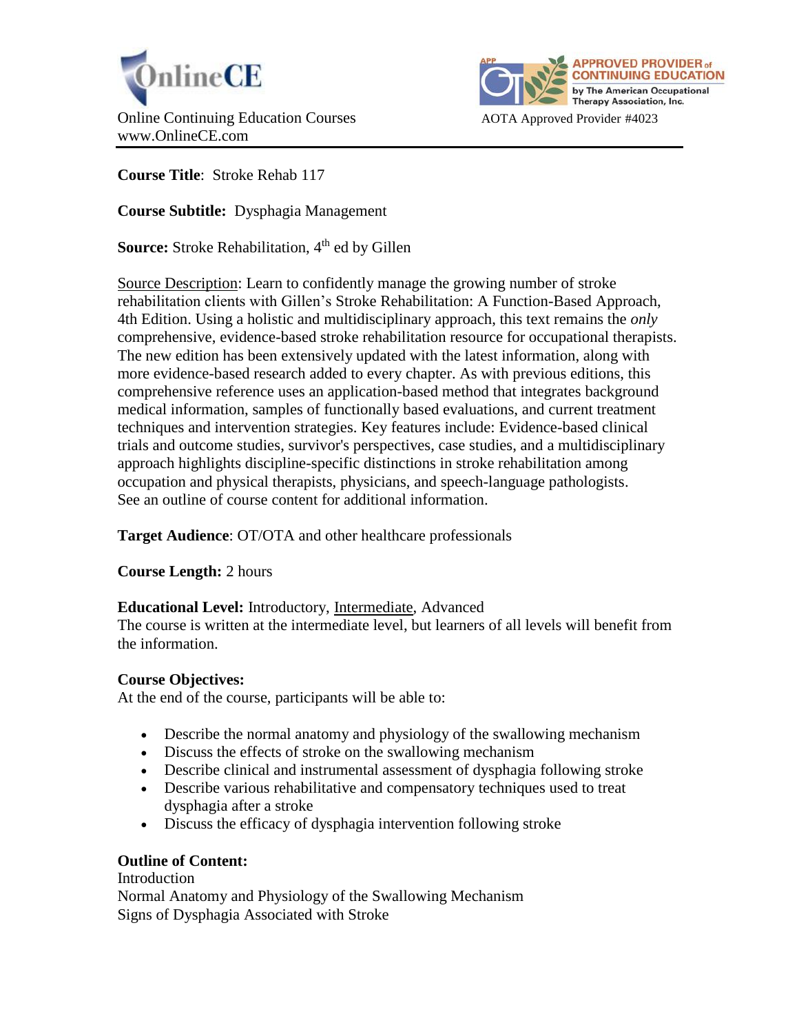OnlineCE

Online Continuing Education Courses
www.OnlineCE.com

APPROVED PROVIDER of CONTINUING EDUCATION by The American Occupational Therapy Association, Inc.

AOTA Approved Provider #4023

---

**Course Title**: Stroke Rehab 117

**Course Subtitle:** Dysphagia Management

**Source:** Stroke Rehabilitation, 4th ed by Gillen

Source Description: Learn to confidently manage the growing number of stroke rehabilitation clients with Gillen's Stroke Rehabilitation: A Function-Based Approach, 4th Edition. Using a holistic and multidisciplinary approach, this text remains the *only* comprehensive, evidence-based stroke rehabilitation resource for occupational therapists. The new edition has been extensively updated with the latest information, along with more evidence-based research added to every chapter. As with previous editions, this comprehensive reference uses an application-based method that integrates background medical information, samples of functionally based evaluations, and current treatment techniques and intervention strategies. Key features include: Evidence-based clinical trials and outcome studies, survivor's perspectives, case studies, and a multidisciplinary approach highlights discipline-specific distinctions in stroke rehabilitation among occupation and physical therapists, physicians, and speech-language pathologists. See an outline of course content for additional information.

**Target Audience**: OT/OTA and other healthcare professionals

**Course Length:** 2 hours

**Educational Level:** Introductory, Intermediate, Advanced
The course is written at the intermediate level, but learners of all levels will benefit from the information.

**Course Objectives:**
At the end of the course, participants will be able to:

- Describe the normal anatomy and physiology of the swallowing mechanism
- Discuss the effects of stroke on the swallowing mechanism
- Describe clinical and instrumental assessment of dysphagia following stroke
- Describe various rehabilitative and compensatory techniques used to treat dysphagia after a stroke
- Discuss the efficacy of dysphagia intervention following stroke

**Outline of Content:**
Introduction
Normal Anatomy and Physiology of the Swallowing Mechanism
Signs of Dysphagia Associated with Stroke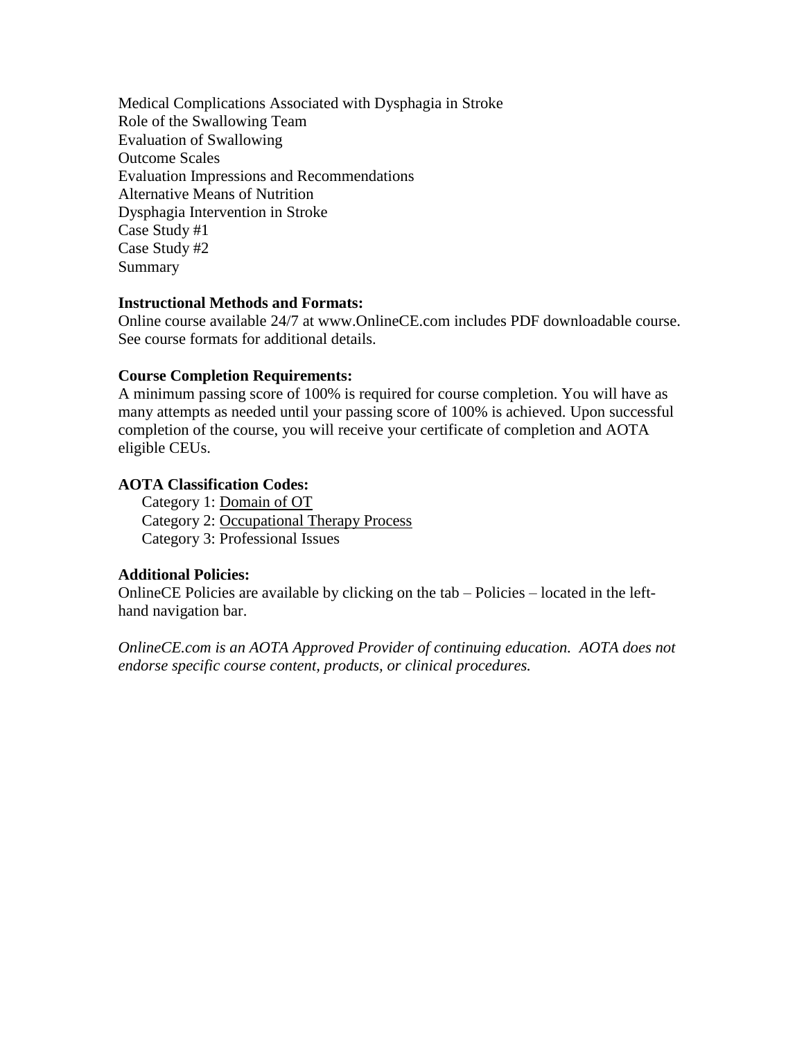Medical Complications Associated with Dysphagia in Stroke
Role of the Swallowing Team
Evaluation of Swallowing
Outcome Scales
Evaluation Impressions and Recommendations
Alternative Means of Nutrition
Dysphagia Intervention in Stroke
Case Study #1
Case Study #2
Summary

**Instructional Methods and Formats:**
Online course available 24/7 at www.OnlineCE.com includes PDF downloadable course. See course formats for additional details.

**Course Completion Requirements:**
A minimum passing score of 100% is required for course completion. You will have as many attempts as needed until your passing score of 100% is achieved. Upon successful completion of the course, you will receive your certificate of completion and AOTA eligible CEUs.

**AOTA Classification Codes:**

Category 1: Domain of OT
Category 2: Occupational Therapy Process
Category 3: Professional Issues

**Additional Policies:**
OnlineCE Policies are available by clicking on the tab – Policies – located in the left-hand navigation bar.

*OnlineCE.com is an AOTA Approved Provider of continuing education. AOTA does not endorse specific course content, products, or clinical procedures.*